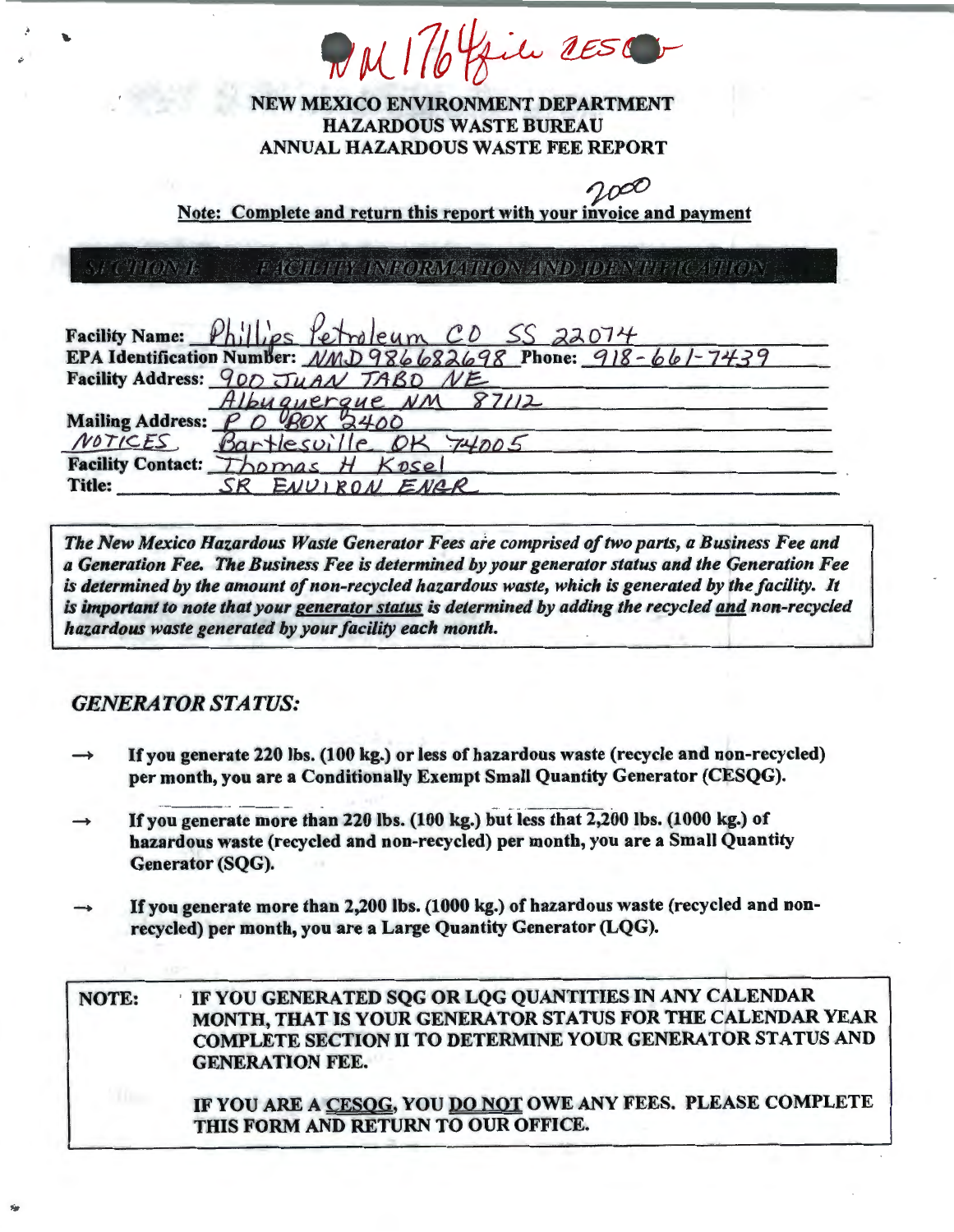NM 1764 file 2ES

# NEW MEXICO ENVIRONMENT DEPARTMENT
# HAZARDOUS WASTE BUREAU
# ANNUAL HAZARDOUS WASTE FEE REPORT

2000

**Note: Complete and return this report with your invoice and payment**

## SECTION I: FACILITY INFORMATION AND IDENTIFICATION

**Facility Name:** Phillips Petroleum CO SS 22074
**EPA Identification Number:** NMD986682698 **Phone:** 918-661-7439
**Facility Address:** 900 JUAN TABO NE
Albuquerque NM 87112
**Mailing Address:** P O BOX 2400
NOTICES Bartlesville OK 74005
**Facility Contact:** Thomas H Kosel
**Title:** SR ENVIRON ENGR

*The New Mexico Hazardous Waste Generator Fees are comprised of two parts, a Business Fee and a Generation Fee. The Business Fee is determined by your generator status and the Generation Fee is determined by the amount of non-recycled hazardous waste, which is generated by the facility. It is important to note that your generator status is determined by adding the recycled and non-recycled hazardous waste generated by your facility each month.*

## *GENERATOR STATUS:*

→ **If you generate 220 lbs. (100 kg.) or less of hazardous waste (recycle and non-recycled) per month, you are a Conditionally Exempt Small Quantity Generator (CESQG).**

→ **If you generate more than 220 lbs. (100 kg.) but less that 2,200 lbs. (1000 kg.) of hazardous waste (recycled and non-recycled) per month, you are a Small Quantity Generator (SQG).**

→ **If you generate more than 2,200 lbs. (1000 kg.) of hazardous waste (recycled and non-recycled) per month, you are a Large Quantity Generator (LQG).**

**NOTE:** **IF YOU GENERATED SQG OR LQG QUANTITIES IN ANY CALENDAR MONTH, THAT IS YOUR GENERATOR STATUS FOR THE CALENDAR YEAR COMPLETE SECTION II TO DETERMINE YOUR GENERATOR STATUS AND GENERATION FEE.**

**IF YOU ARE A CESQG, YOU DO NOT OWE ANY FEES. PLEASE COMPLETE THIS FORM AND RETURN TO OUR OFFICE.**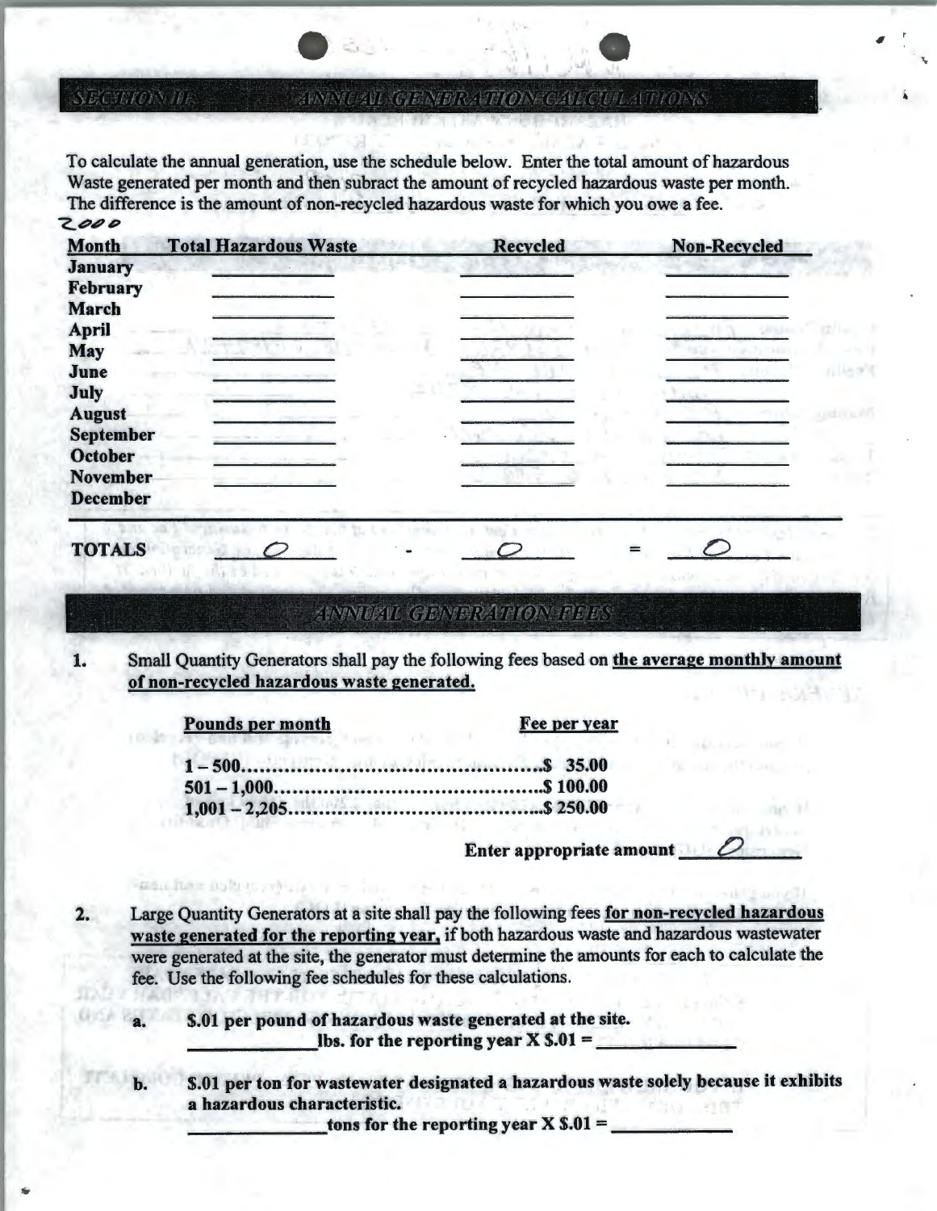## SECTION II: ANNUAL GENERATION CALCULATIONS

To calculate the annual generation, use the schedule below. Enter the total amount of hazardous Waste generated per month and then subract the amount of recycled hazardous waste per month. The difference is the amount of non-recycled hazardous waste for which you owe a fee.

2000

| Month | Total Hazardous Waste | | Recycled | | Non-Recycled |
|---|---|---|---|---|---|
| January | | | | | |
| February | | | | | |
| March | | | | | |
| April | | | | | |
| May | | | | | |
| June | | | | | |
| July | | | | | |
| August | | | | | |
| September | | | | | |
| October | | | | | |
| November | | | | | |
| December | | | | | |
| **TOTALS** | 0 | - | 0 | = | 0 |

## ANNUAL GENERATION FEES

1. Small Quantity Generators shall pay the following fees based on **the average monthly amount of non-recycled hazardous waste generated.**

| Pounds per month | Fee per year |
|---|---|
| 1 – 500 | $ 35.00 |
| 501 – 1,000 | $ 100.00 |
| 1,001 – 2,205 | $ 250.00 |

**Enter appropriate amount** 0

2. Large Quantity Generators at a site shall pay the following fees **for non-recycled hazardous waste generated for the reporting year,** if both hazardous waste and hazardous wastewater were generated at the site, the generator must determine the amounts for each to calculate the fee. Use the following fee schedules for these calculations.

   a. **$.01 per pound of hazardous waste generated at the site.**
   ____________ **lbs. for the reporting year X $.01 =** ____________

   b. **$.01 per ton for wastewater designated a hazardous waste solely because it exhibits a hazardous characteristic.**
   ____________ **tons for the reporting year X $.01 =** ____________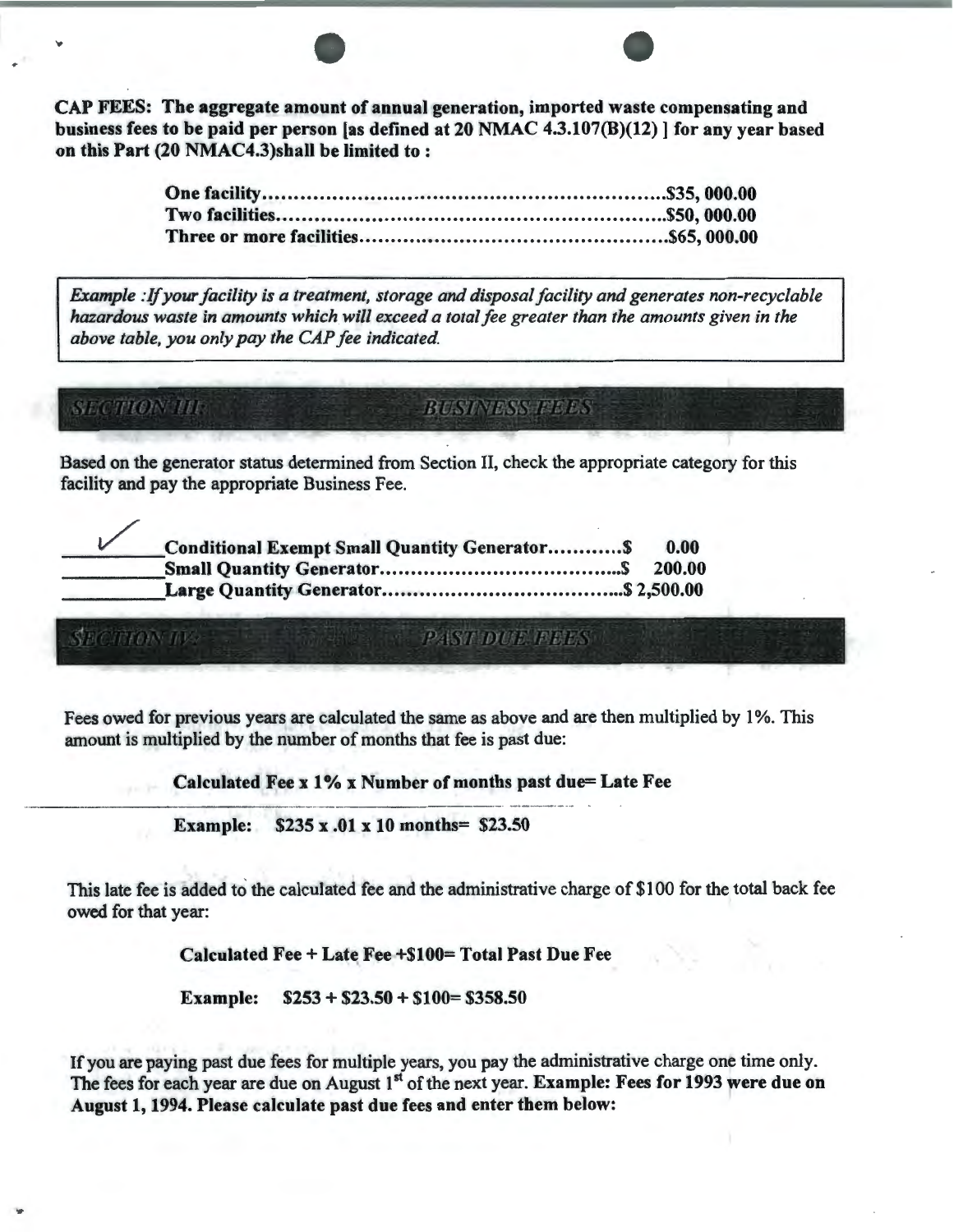**CAP FEES: The aggregate amount of annual generation, imported waste compensating and business fees to be paid per person [as defined at 20 NMAC 4.3.107(B)(12) ] for any year based on this Part (20 NMAC4.3)shall be limited to :**

| | |
|---|---|
| **One facility** | **$35, 000.00** |
| **Two facilities** | **$50, 000.00** |
| **Three or more facilities** | **$65, 000.00** |

> *Example :If your facility is a treatment, storage and disposal facility and generates non-recyclable hazardous waste in amounts which will exceed a total fee greater than the amounts given in the above table, you only pay the CAP fee indicated.*

## SECTION III: BUSINESS FEES

Based on the generator status determined from Section II, check the appropriate category for this facility and pay the appropriate Business Fee.

| | | |
|---|---|---|
| ✓ | **Conditional Exempt Small Quantity Generator** | **$ 0.00** |
| | **Small Quantity Generator** | **$ 200.00** |
| | **Large Quantity Generator** | **$ 2,500.00** |

## SECTION IV: PAST DUE FEES

Fees owed for previous years are calculated the same as above and are then multiplied by 1%. This amount is multiplied by the number of months that fee is past due:

**Calculated Fee x 1% x Number of months past due= Late Fee**

**Example: $235 x .01 x 10 months= $23.50**

This late fee is added to the calculated fee and the administrative charge of $100 for the total back fee owed for that year:

**Calculated Fee + Late Fee +$100= Total Past Due Fee**

**Example: $253 + $23.50 + $100= $358.50**

If you are paying past due fees for multiple years, you pay the administrative charge one time only. The fees for each year are due on August 1st of the next year. **Example: Fees for 1993 were due on August 1, 1994. Please calculate past due fees and enter them below:**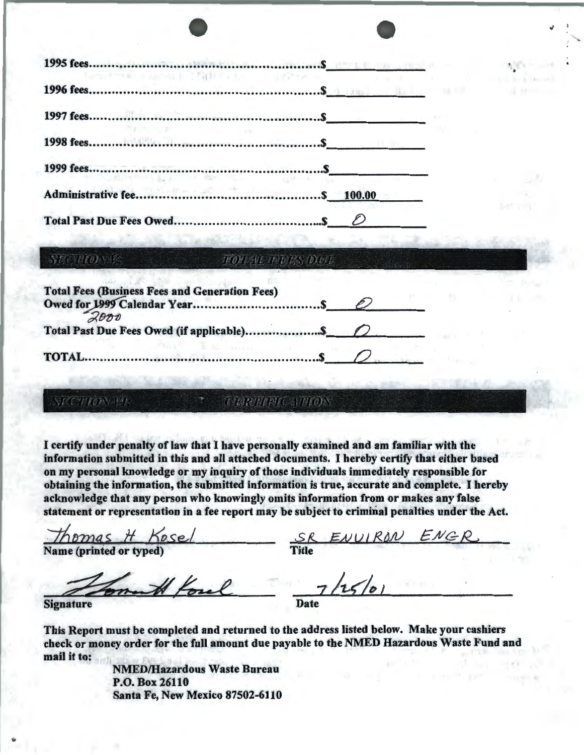1995 fees.......................................................$

1996 fees.......................................................$

1997 fees.......................................................$

1998 fees.......................................................$

1999 fees.......................................................$

Administrative fee...........................................$ 100.00

Total Past Due Fees Owed..................................$ 0

## SECTION V: TOTAL FEES DUE

Total Fees (Business Fees and Generation Fees)
Owed for ~~1999~~ 2000 Calendar Year...................................$ 0

Total Past Due Fees Owed (if applicable)...................$ 0

TOTAL.............................................................$ 0

## SECTION VI: CERTIFICATION

**I certify under penalty of law that I have personally examined and am familiar with the information submitted in this and all attached documents. I hereby certify that either based on my personal knowledge or my inquiry of those individuals immediately responsible for obtaining the information, the submitted information is true, accurate and complete. I hereby acknowledge that any person who knowingly omits information from or makes any false statement or representation in a fee report may be subject to criminal penalties under the Act.**

Thomas H Kosel — SR ENVIRON ENGR

**Name (printed or typed)** — **Title**

Thomas H Kosel — 7/25/01

**Signature** — **Date**

**This Report must be completed and returned to the address listed below. Make your cashiers check or money order for the full amount due payable to the NMED Hazardous Waste Fund and mail it to:**

**NMED/Hazardous Waste Bureau**
**P.O. Box 26110**
**Santa Fe, New Mexico 87502-6110**